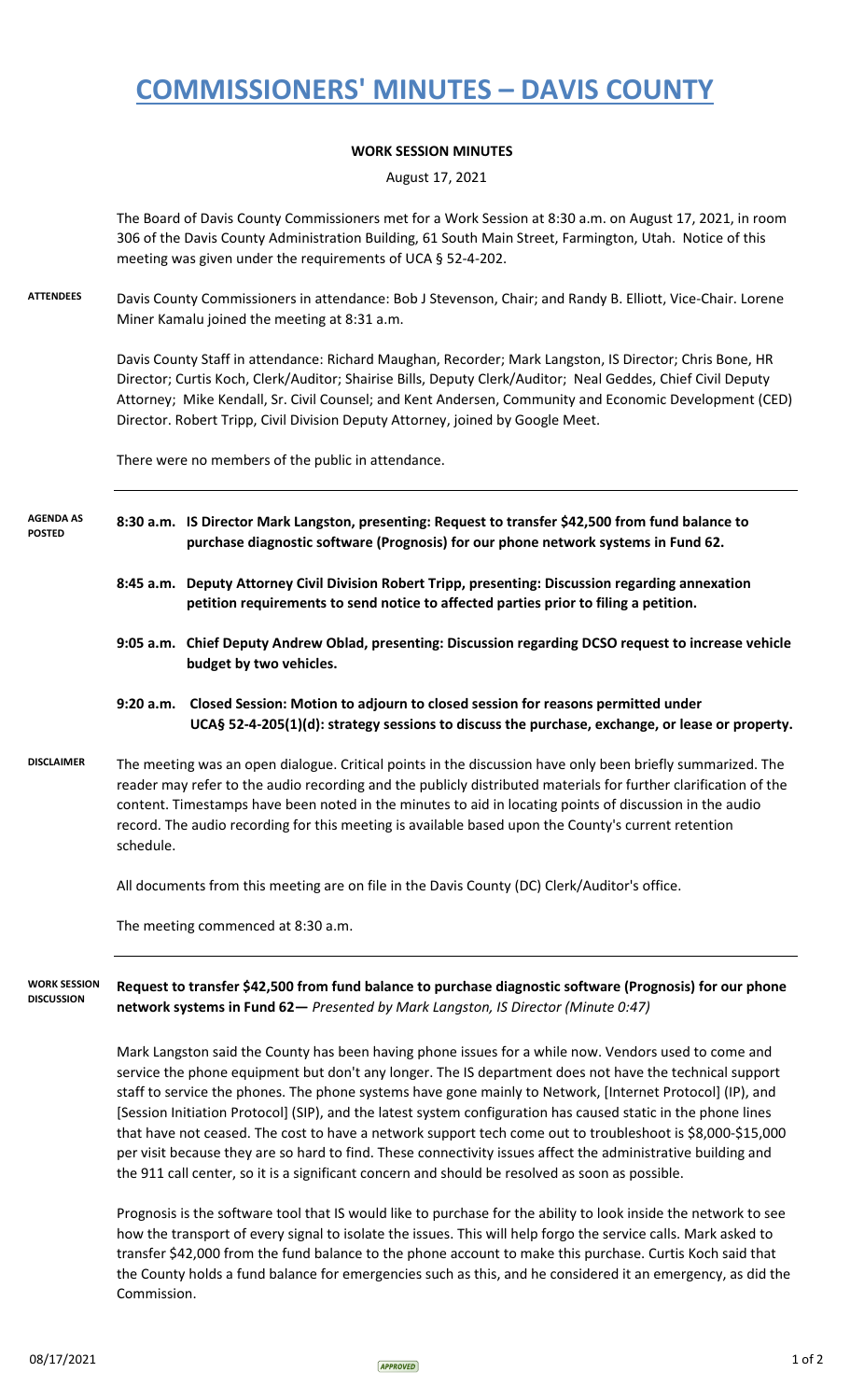# COMMISSIONERS' MINUTES – DAVIS COUNTY

**WORK SESSION MINUTES**

August 17, 2021

The Board of Davis County Commissioners met for a Work Session at 8:30 a.m. on August 17, 2021, in room 306 of the Davis County Administration Building, 61 South Main Street, Farmington, Utah. Notice of this meeting was given under the requirements of UCA § 52-4-202.

**ATTENDEES**

Davis County Commissioners in attendance: Bob J Stevenson, Chair; and Randy B. Elliott, Vice-Chair. Lorene Miner Kamalu joined the meeting at 8:31 a.m.

Davis County Staff in attendance: Richard Maughan, Recorder; Mark Langston, IS Director; Chris Bone, HR Director; Curtis Koch, Clerk/Auditor; Shairise Bills, Deputy Clerk/Auditor; Neal Geddes, Chief Civil Deputy Attorney; Mike Kendall, Sr. Civil Counsel; and Kent Andersen, Community and Economic Development (CED) Director. Robert Tripp, Civil Division Deputy Attorney, joined by Google Meet.

There were no members of the public in attendance.

**AGENDA AS POSTED**

**8:30 a.m. IS Director Mark Langston, presenting: Request to transfer $42,500 from fund balance to purchase diagnostic software (Prognosis) for our phone network systems in Fund 62.**

**8:45 a.m. Deputy Attorney Civil Division Robert Tripp, presenting: Discussion regarding annexation petition requirements to send notice to affected parties prior to filing a petition.**

**9:05 a.m. Chief Deputy Andrew Oblad, presenting: Discussion regarding DCSO request to increase vehicle budget by two vehicles.**

**9:20 a.m. Closed Session: Motion to adjourn to closed session for reasons permitted under UCA§ 52-4-205(1)(d): strategy sessions to discuss the purchase, exchange, or lease or property.**

**DISCLAIMER**

The meeting was an open dialogue. Critical points in the discussion have only been briefly summarized. The reader may refer to the audio recording and the publicly distributed materials for further clarification of the content. Timestamps have been noted in the minutes to aid in locating points of discussion in the audio record. The audio recording for this meeting is available based upon the County's current retention schedule.

All documents from this meeting are on file in the Davis County (DC) Clerk/Auditor's office.

The meeting commenced at 8:30 a.m.

**WORK SESSION DISCUSSION**

**Request to transfer $42,500 from fund balance to purchase diagnostic software (Prognosis) for our phone network systems in Fund 62—** *Presented by Mark Langston, IS Director (Minute 0:47)*

Mark Langston said the County has been having phone issues for a while now. Vendors used to come and service the phone equipment but don't any longer. The IS department does not have the technical support staff to service the phones. The phone systems have gone mainly to Network, [Internet Protocol] (IP), and [Session Initiation Protocol] (SIP), and the latest system configuration has caused static in the phone lines that have not ceased. The cost to have a network support tech come out to troubleshoot is $8,000-$15,000 per visit because they are so hard to find. These connectivity issues affect the administrative building and the 911 call center, so it is a significant concern and should be resolved as soon as possible.

Prognosis is the software tool that IS would like to purchase for the ability to look inside the network to see how the transport of every signal to isolate the issues. This will help forgo the service calls. Mark asked to transfer $42,000 from the fund balance to the phone account to make this purchase. Curtis Koch said that the County holds a fund balance for emergencies such as this, and he considered it an emergency, as did the Commission.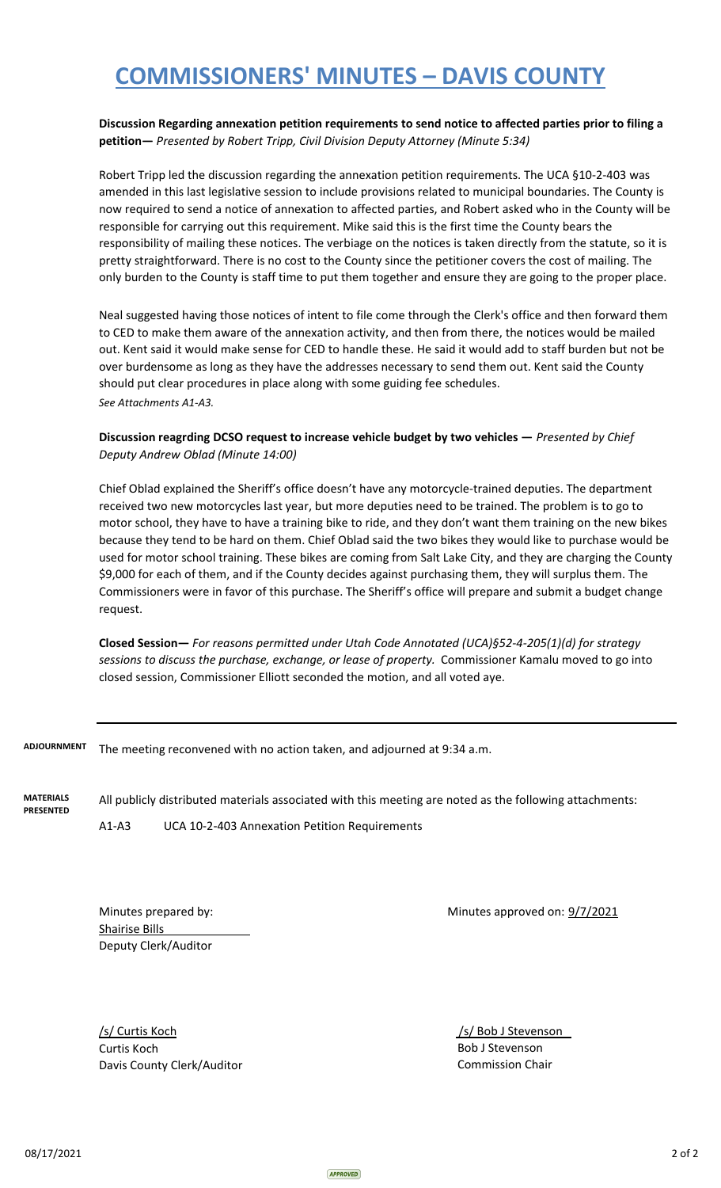# COMMISSIONERS' MINUTES – DAVIS COUNTY

**Discussion Regarding annexation petition requirements to send notice to affected parties prior to filing a petition—** *Presented by Robert Tripp, Civil Division Deputy Attorney (Minute 5:34)*

Robert Tripp led the discussion regarding the annexation petition requirements. The UCA §10-2-403 was amended in this last legislative session to include provisions related to municipal boundaries. The County is now required to send a notice of annexation to affected parties, and Robert asked who in the County will be responsible for carrying out this requirement. Mike said this is the first time the County bears the responsibility of mailing these notices. The verbiage on the notices is taken directly from the statute, so it is pretty straightforward. There is no cost to the County since the petitioner covers the cost of mailing. The only burden to the County is staff time to put them together and ensure they are going to the proper place.

Neal suggested having those notices of intent to file come through the Clerk's office and then forward them to CED to make them aware of the annexation activity, and then from there, the notices would be mailed out. Kent said it would make sense for CED to handle these. He said it would add to staff burden but not be over burdensome as long as they have the addresses necessary to send them out. Kent said the County should put clear procedures in place along with some guiding fee schedules.
*See Attachments A1-A3.*

**Discussion reagrding DCSO request to increase vehicle budget by two vehicles —** *Presented by Chief Deputy Andrew Oblad (Minute 14:00)*

Chief Oblad explained the Sheriff's office doesn't have any motorcycle-trained deputies. The department received two new motorcycles last year, but more deputies need to be trained. The problem is to go to motor school, they have to have a training bike to ride, and they don't want them training on the new bikes because they tend to be hard on them. Chief Oblad said the two bikes they would like to purchase would be used for motor school training. These bikes are coming from Salt Lake City, and they are charging the County $9,000 for each of them, and if the County decides against purchasing them, they will surplus them. The Commissioners were in favor of this purchase. The Sheriff's office will prepare and submit a budget change request.

**Closed Session—** *For reasons permitted under Utah Code Annotated (UCA)§52-4-205(1)(d) for strategy sessions to discuss the purchase, exchange, or lease of property.* Commissioner Kamalu moved to go into closed session, Commissioner Elliott seconded the motion, and all voted aye.

---

**ADJOURNMENT** The meeting reconvened with no action taken, and adjourned at 9:34 a.m.

**MATERIALS PRESENTED** All publicly distributed materials associated with this meeting are noted as the following attachments:

A1-A3 UCA 10-2-403 Annexation Petition Requirements

Minutes prepared by: Shairise Bills
Deputy Clerk/Auditor

Minutes approved on: 9/7/2021

/s/ Curtis Koch
Curtis Koch
Davis County Clerk/Auditor

/s/ Bob J Stevenson
Bob J Stevenson
Commission Chair

08/17/2021

APPROVED